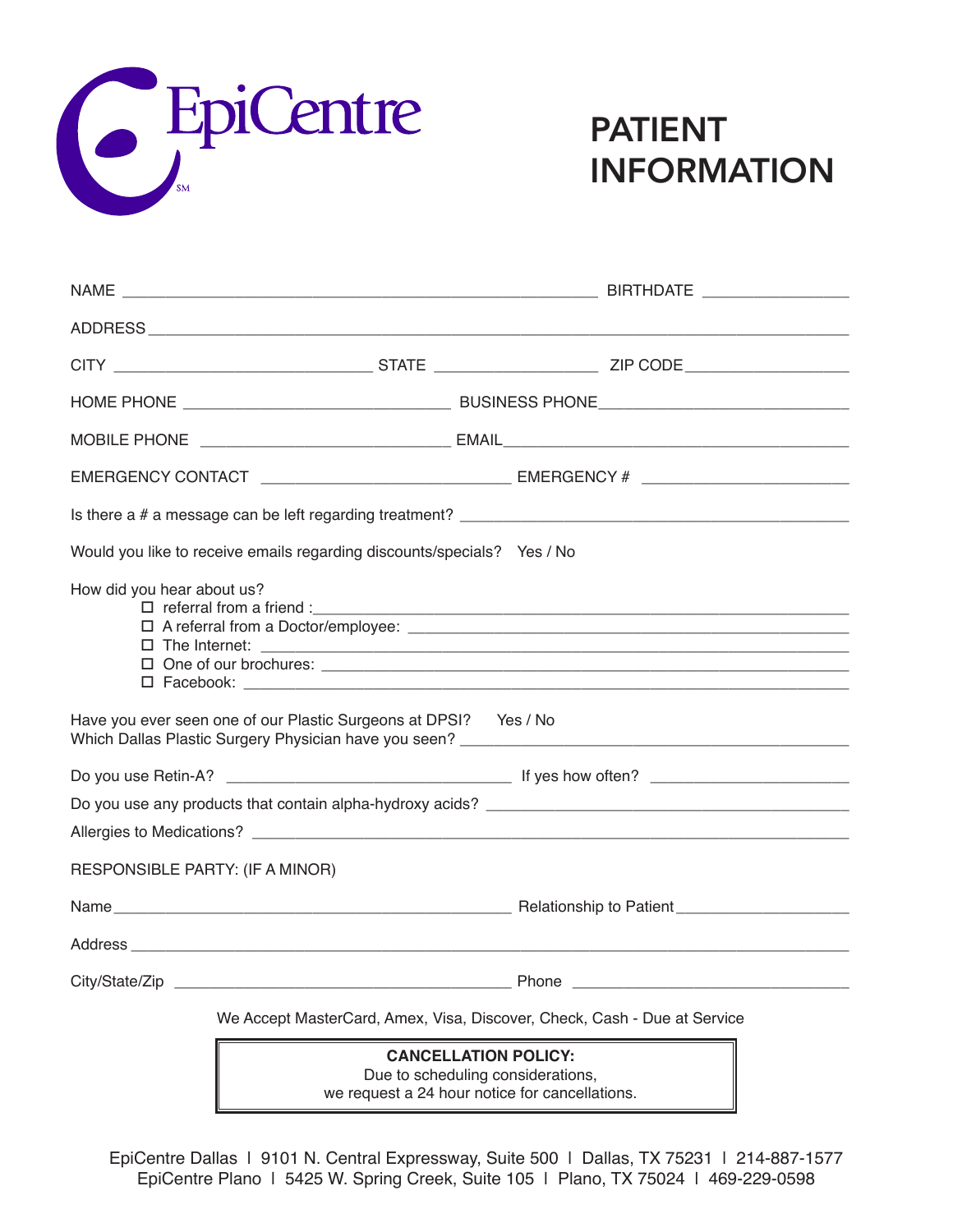EpiCentre[SM]

# PATIENT INFORMATION

NAME ______________________________ BIRTHDATE ______________

ADDRESS ______________________________________________

CITY ____________________ STATE ______________ ZIP CODE ______________

HOME PHONE ____________________ BUSINESS PHONE ____________________

MOBILE PHONE ____________________ EMAIL ____________________

EMERGENCY CONTACT ____________________ EMERGENCY # ______________

Is there a # a message can be left regarding treatment? ______________________________

Would you like to receive emails regarding discounts/specials? Yes / No

How did you hear about us?

- ☐ referral from a friend :______________________________
- ☐ A referral from a Doctor/employee: ______________________________
- ☐ The Internet: ______________________________
- ☐ One of our brochures: ______________________________
- ☐ Facebook: ______________________________

Have you ever seen one of our Plastic Surgeons at DPSI? Yes / No
Which Dallas Plastic Surgery Physician have you seen? ______________________________

Do you use Retin-A? ____________________ If yes how often? ______________

Do you use any products that contain alpha-hydroxy acids? ______________________________

Allergies to Medications? ______________________________

RESPONSIBLE PARTY: (IF A MINOR)

Name ______________________________ Relationship to Patient ______________

Address ______________________________________________

City/State/Zip ______________________________ Phone ______________________

We Accept MasterCard, Amex, Visa, Discover, Check, Cash - Due at Service

**CANCELLATION POLICY:**
Due to scheduling considerations,
we request a 24 hour notice for cancellations.

EpiCentre Dallas | 9101 N. Central Expressway, Suite 500 | Dallas, TX 75231 | 214-887-1577
EpiCentre Plano | 5425 W. Spring Creek, Suite 105 | Plano, TX 75024 | 469-229-0598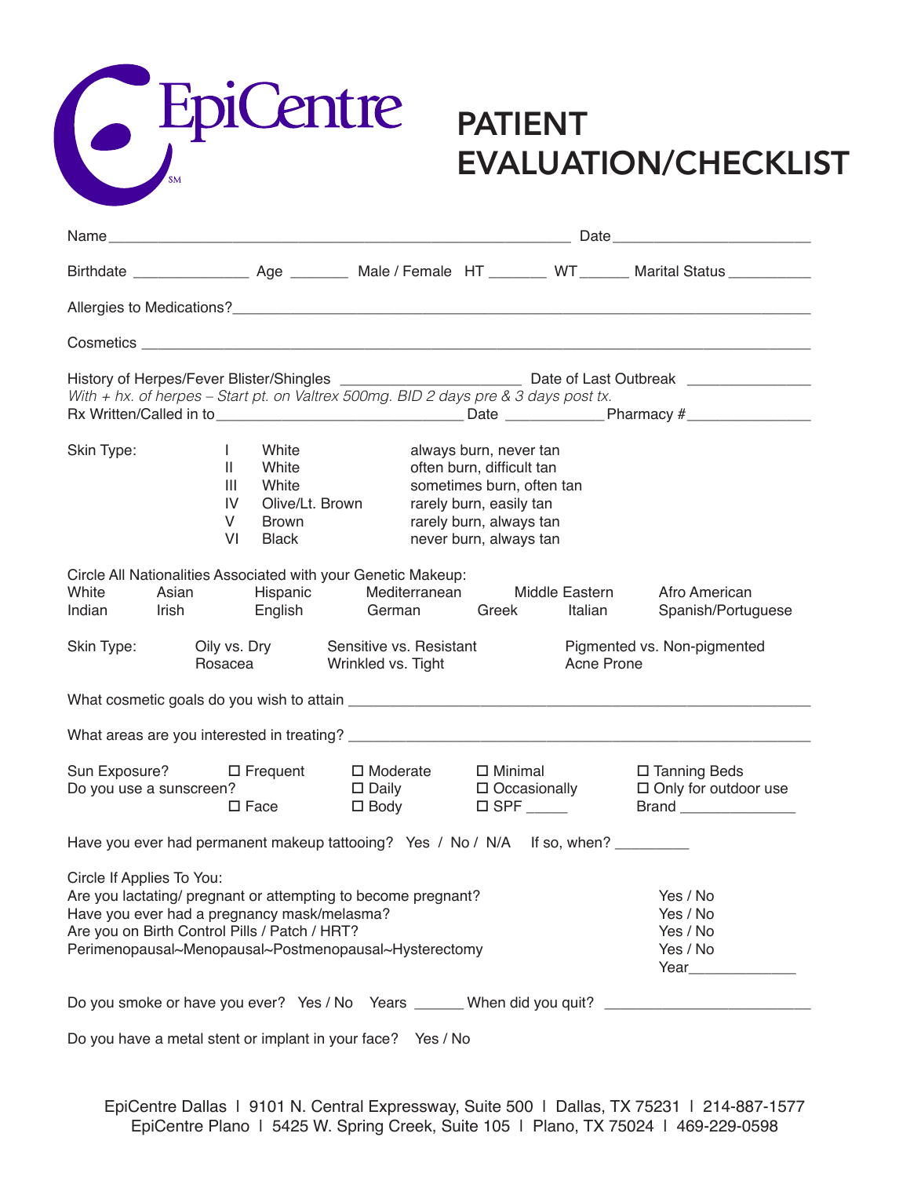EpiCentre[SM]

# PATIENT EVALUATION/CHECKLIST

Name ______________________________________________ Date ____________________

Birthdate ____________ Age ______ Male / Female HT ______ WT _____ Marital Status _________

Allergies to Medications? ______________________________________________________

Cosmetics ______________________________________________________________

History of Herpes/Fever Blister/Shingles __________________ Date of Last Outbreak ____________

*With + hx. of herpes – Start pt. on Valtrex 500mg. BID 2 days pre & 3 days post tx.*

Rx Written/Called in to ________________________ Date __________ Pharmacy # ____________

Skin Type:

| | | |
|---|---|---|
| I | White | always burn, never tan |
| II | White | often burn, difficult tan |
| III | White | sometimes burn, often tan |
| IV | Olive/Lt. Brown | rarely burn, easily tan |
| V | Brown | rarely burn, always tan |
| VI | Black | never burn, always tan |

Circle All Nationalities Associated with your Genetic Makeup:

White  Asian  Hispanic  Mediterranean  Middle Eastern  Afro American
Indian  Irish  English  German  Greek  Italian  Spanish/Portuguese

Skin Type:  Oily vs. Dry  Sensitive vs. Resistant  Pigmented vs. Non-pigmented
Rosacea  Wrinkled vs. Tight  Acne Prone

What cosmetic goals do you wish to attain ______________________________________________

What areas are you interested in treating? ______________________________________________

Sun Exposure?  ☐ Frequent  ☐ Moderate  ☐ Minimal  ☐ Tanning Beds

Do you use a sunscreen?  ☐ Daily  ☐ Occasionally  ☐ Only for outdoor use

☐ Face  ☐ Body  ☐ SPF _____  Brand ____________

Have you ever had permanent makeup tattooing? Yes / No / N/A  If so, when? ________

Circle If Applies To You:

| | |
|---|---|
| Are you lactating/ pregnant or attempting to become pregnant? | Yes / No |
| Have you ever had a pregnancy mask/melasma? | Yes / No |
| Are you on Birth Control Pills / Patch / HRT? | Yes / No |
| Perimenopausal~Menopausal~Postmenopausal~Hysterectomy | Yes / No |
| | Year____________ |

Do you smoke or have you ever? Yes / No  Years ______ When did you quit? ____________________

Do you have a metal stent or implant in your face? Yes / No

EpiCentre Dallas | 9101 N. Central Expressway, Suite 500 | Dallas, TX 75231 | 214-887-1577
EpiCentre Plano | 5425 W. Spring Creek, Suite 105 | Plano, TX 75024 | 469-229-0598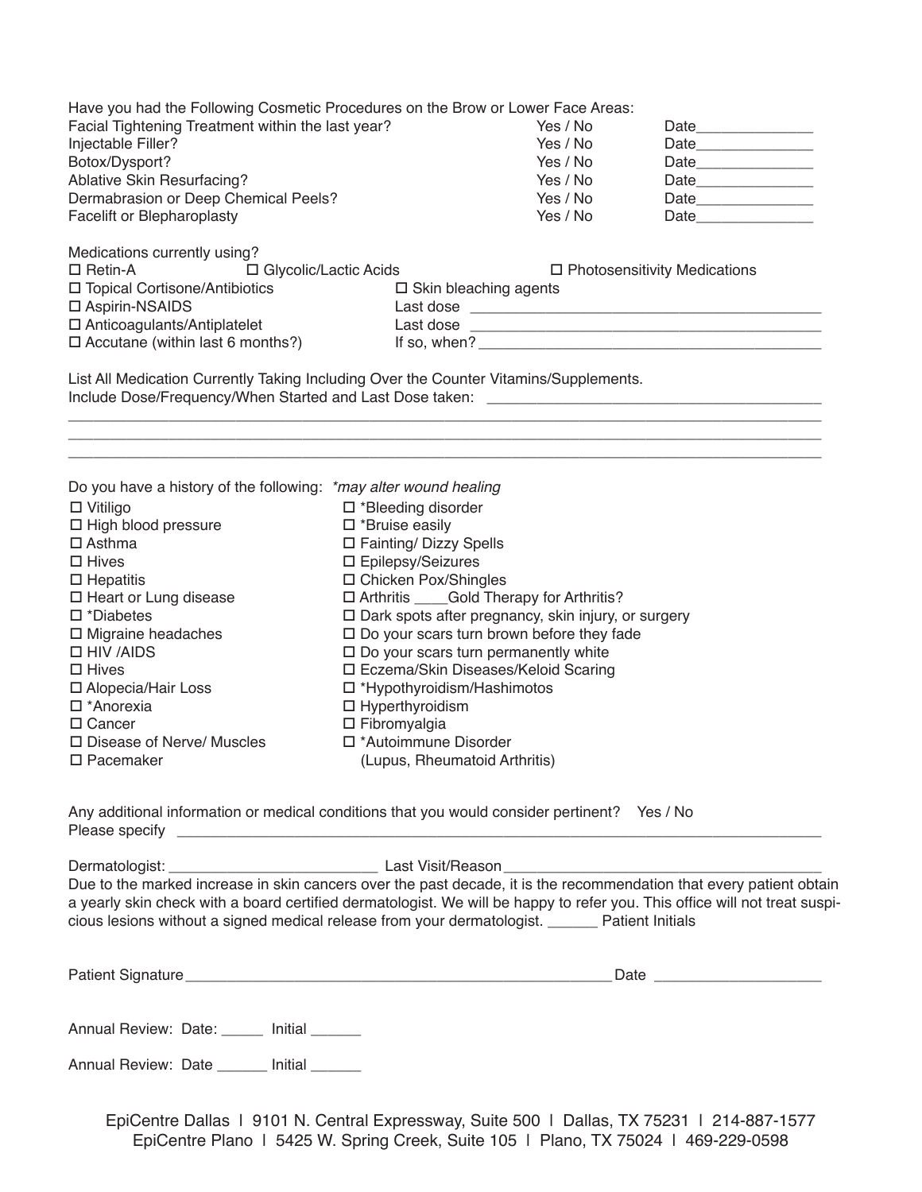Have you had the Following Cosmetic Procedures on the Brow or Lower Face Areas:

| | | |
|---|---|---|
| Facial Tightening Treatment within the last year? | Yes / No | Date______________ |
| Injectable Filler? | Yes / No | Date______________ |
| Botox/Dysport? | Yes / No | Date______________ |
| Ablative Skin Resurfacing? | Yes / No | Date______________ |
| Dermabrasion or Deep Chemical Peels? | Yes / No | Date______________ |
| Facelift or Blepharoplasty | Yes / No | Date______________ |

Medications currently using?

☐ Retin-A ☐ Glycolic/Lactic Acids ☐ Photosensitivity Medications

☐ Topical Cortisone/Antibiotics ☐ Skin bleaching agents

☐ Aspirin-NSAIDS Last dose ___________________________________________

☐ Anticoagulants/Antiplatelet Last dose ___________________________________________

☐ Accutane (within last 6 months?) If so, when? ___________________________________________

List All Medication Currently Taking Including Over the Counter Vitamins/Supplements.
Include Dose/Frequency/When Started and Last Dose taken: ________________________________________

_____________________________________________________________________________________
_____________________________________________________________________________________
_____________________________________________________________________________________

Do you have a history of the following: *\*may alter wound healing*

- ☐ Vitiligo
- ☐ High blood pressure
- ☐ Asthma
- ☐ Hives
- ☐ Hepatitis
- ☐ Heart or Lung disease
- ☐ *Diabetes
- ☐ Migraine headaches
- ☐ HIV /AIDS
- ☐ Hives
- ☐ Alopecia/Hair Loss
- ☐ *Anorexia
- ☐ Cancer
- ☐ Disease of Nerve/ Muscles
- ☐ Pacemaker
- ☐ *Bleeding disorder
- ☐ *Bruise easily
- ☐ Fainting/ Dizzy Spells
- ☐ Epilepsy/Seizures
- ☐ Chicken Pox/Shingles
- ☐ Arthritis ____Gold Therapy for Arthritis?
- ☐ Dark spots after pregnancy, skin injury, or surgery
- ☐ Do your scars turn brown before they fade
- ☐ Do your scars turn permanently white
- ☐ Eczema/Skin Diseases/Keloid Scaring
- ☐ *Hypothyroidism/Hashimotos
- ☐ Hyperthyroidism
- ☐ Fibromyalgia
- ☐ *Autoimmune Disorder (Lupus, Rheumatoid Arthritis)

Any additional information or medical conditions that you would consider pertinent? Yes / No
Please specify ___________________________________________________________________________

Dermatologist: _________________________ Last Visit/Reason ______________________________________

Due to the marked increase in skin cancers over the past decade, it is the recommendation that every patient obtain a yearly skin check with a board certified dermatologist. We will be happy to refer you. This office will not treat suspicious lesions without a signed medical release from your dermatologist. ______ Patient Initials

Patient Signature ___________________________________________________ Date ___________________

Annual Review: Date: _____ Initial ______

Annual Review: Date ______ Initial ______

EpiCentre Dallas | 9101 N. Central Expressway, Suite 500 | Dallas, TX 75231 | 214-887-1577
EpiCentre Plano | 5425 W. Spring Creek, Suite 105 | Plano, TX 75024 | 469-229-0598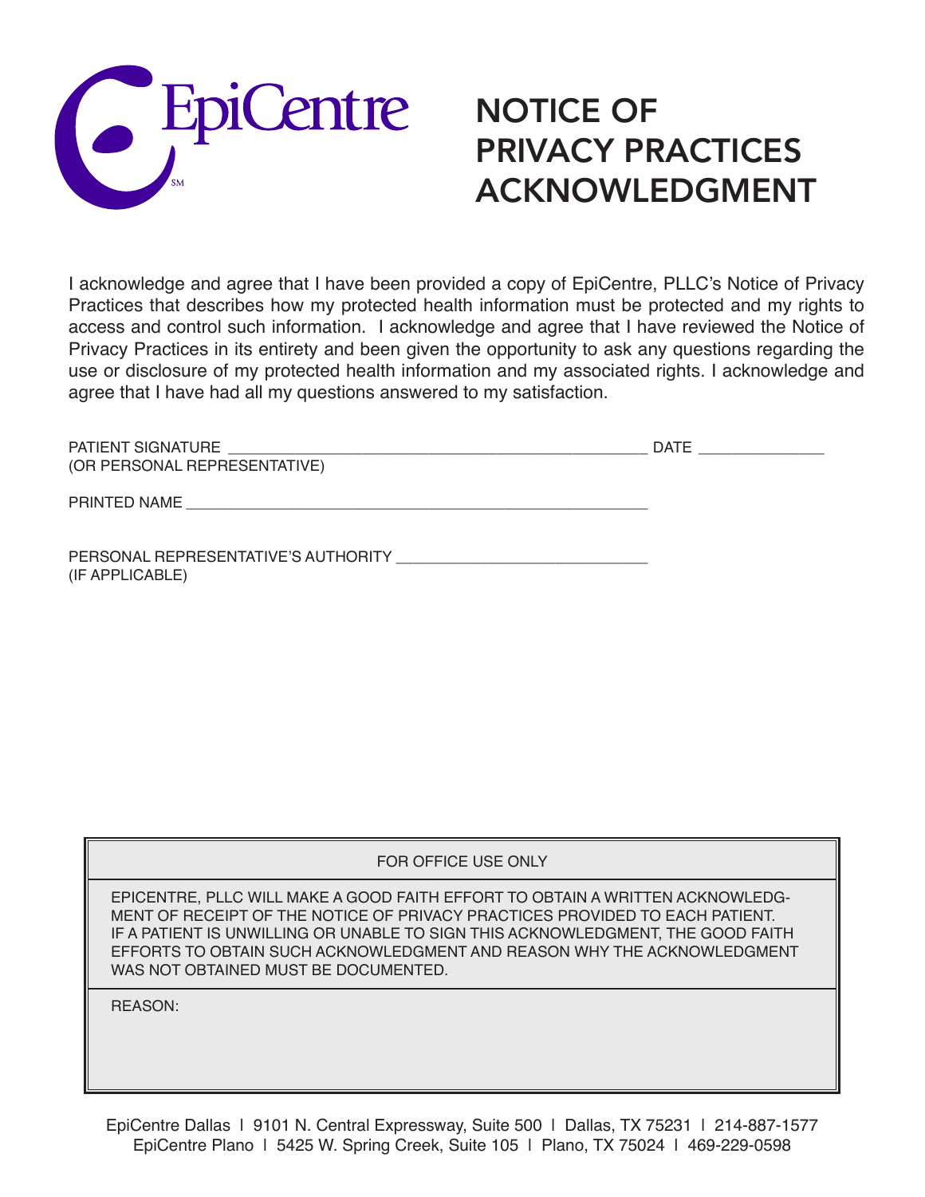EpiCentre[SM]

# NOTICE OF PRIVACY PRACTICES ACKNOWLEDGMENT

I acknowledge and agree that I have been provided a copy of EpiCentre, PLLC's Notice of Privacy Practices that describes how my protected health information must be protected and my rights to access and control such information. I acknowledge and agree that I have reviewed the Notice of Privacy Practices in its entirety and been given the opportunity to ask any questions regarding the use or disclosure of my protected health information and my associated rights. I acknowledge and agree that I have had all my questions answered to my satisfaction.

PATIENT SIGNATURE ________________________________________________ DATE ______________
(OR PERSONAL REPRESENTATIVE)

PRINTED NAME ____________________________________________________

PERSONAL REPRESENTATIVE'S AUTHORITY ____________________________
(IF APPLICABLE)

| FOR OFFICE USE ONLY |
|---|
| EPICENTRE, PLLC WILL MAKE A GOOD FAITH EFFORT TO OBTAIN A WRITTEN ACKNOWLEDGMENT OF RECEIPT OF THE NOTICE OF PRIVACY PRACTICES PROVIDED TO EACH PATIENT. IF A PATIENT IS UNWILLING OR UNABLE TO SIGN THIS ACKNOWLEDGMENT, THE GOOD FAITH EFFORTS TO OBTAIN SUCH ACKNOWLEDGMENT AND REASON WHY THE ACKNOWLEDGMENT WAS NOT OBTAINED MUST BE DOCUMENTED. |
| REASON: |

EpiCentre Dallas | 9101 N. Central Expressway, Suite 500 | Dallas, TX 75231 | 214-887-1577
EpiCentre Plano | 5425 W. Spring Creek, Suite 105 | Plano, TX 75024 | 469-229-0598